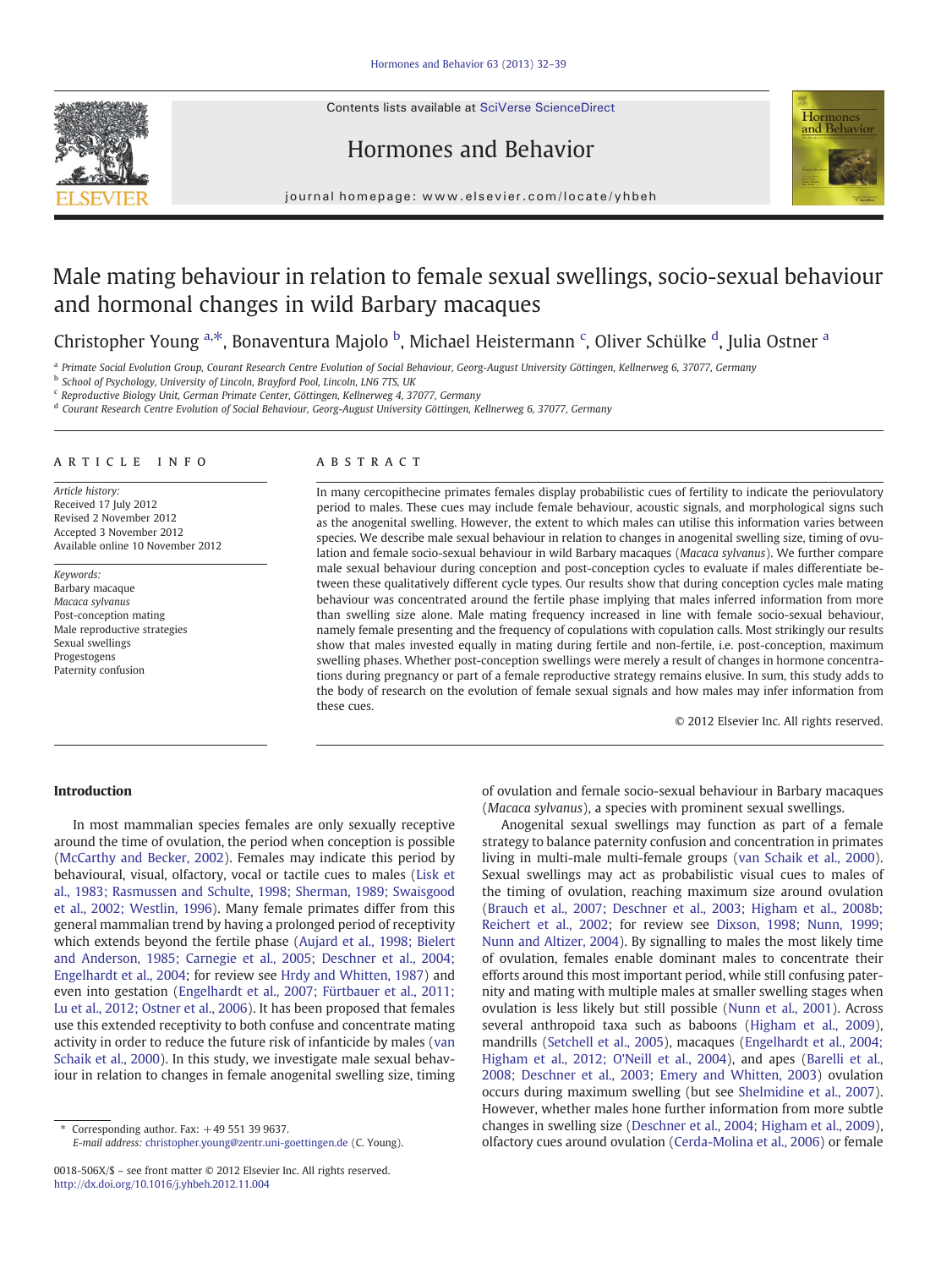# Male mating behaviour in relation to female sexual swellings, socio-sexual behaviour and hormonal changes in wild Barbary macaques

Christopher Young [a,*], Bonaventura Majolo [b], Michael Heistermann [c], Oliver Schülke [d], Julia Ostner [a]

[a] Primate Social Evolution Group, Courant Research Centre Evolution of Social Behaviour, Georg-August University Göttingen, Kellnerweg 6, 37077, Germany
[b] School of Psychology, University of Lincoln, Brayford Pool, Lincoln, LN6 7TS, UK
[c] Reproductive Biology Unit, German Primate Center, Göttingen, Kellnerweg 4, 37077, Germany
[d] Courant Research Centre Evolution of Social Behaviour, Georg-August University Göttingen, Kellnerweg 6, 37077, Germany

## ARTICLE INFO

*Article history:*
Received 17 July 2012
Revised 2 November 2012
Accepted 3 November 2012
Available online 10 November 2012

*Keywords:*
Barbary macaque
*Macaca sylvanus*
Post-conception mating
Male reproductive strategies
Sexual swellings
Progestogens
Paternity confusion

## ABSTRACT

In many cercopithecine primates females display probabilistic cues of fertility to indicate the periovulatory period to males. These cues may include female behaviour, acoustic signals, and morphological signs such as the anogenital swelling. However, the extent to which males can utilise this information varies between species. We describe male sexual behaviour in relation to changes in anogenital swelling size, timing of ovulation and female socio-sexual behaviour in wild Barbary macaques (*Macaca sylvanus*). We further compare male sexual behaviour during conception and post-conception cycles to evaluate if males differentiate between these qualitatively different cycle types. Our results show that during conception cycles male mating behaviour was concentrated around the fertile phase implying that males inferred information from more than swelling size alone. Male mating frequency increased in line with female socio-sexual behaviour, namely female presenting and the frequency of copulations with copulation calls. Most strikingly our results show that males invested equally in mating during fertile and non-fertile, i.e. post-conception, maximum swelling phases. Whether post-conception swellings were merely a result of changes in hormone concentrations during pregnancy or part of a female reproductive strategy remains elusive. In sum, this study adds to the body of research on the evolution of female sexual signals and how males may infer information from these cues.

© 2012 Elsevier Inc. All rights reserved.

## Introduction

In most mammalian species females are only sexually receptive around the time of ovulation, the period when conception is possible (McCarthy and Becker, 2002). Females may indicate this period by behavioural, visual, olfactory, vocal or tactile cues to males (Lisk et al., 1983; Rasmussen and Schulte, 1998; Sherman, 1989; Swaisgood et al., 2002; Westlin, 1996). Many female primates differ from this general mammalian trend by having a prolonged period of receptivity which extends beyond the fertile phase (Aujard et al., 1998; Bielert and Anderson, 1985; Carnegie et al., 2005; Deschner et al., 2004; Engelhardt et al., 2004; for review see Hrdy and Whitten, 1987) and even into gestation (Engelhardt et al., 2007; Fürtbauer et al., 2011; Lu et al., 2012; Ostner et al., 2006). It has been proposed that females use this extended receptivity to both confuse and concentrate mating activity in order to reduce the future risk of infanticide by males (van Schaik et al., 2000). In this study, we investigate male sexual behaviour in relation to changes in female anogenital swelling size, timing of ovulation and female socio-sexual behaviour in Barbary macaques (*Macaca sylvanus*), a species with prominent sexual swellings.

Anogenital sexual swellings may function as part of a female strategy to balance paternity confusion and concentration in primates living in multi-male multi-female groups (van Schaik et al., 2000). Sexual swellings may act as probabilistic visual cues to males of the timing of ovulation, reaching maximum size around ovulation (Brauch et al., 2007; Deschner et al., 2003; Higham et al., 2008b; Reichert et al., 2002; for review see Dixson, 1998; Nunn, 1999; Nunn and Altizer, 2004). By signalling to males the most likely time of ovulation, females enable dominant males to concentrate their efforts around this most important period, while still confusing paternity and mating with multiple males at smaller swelling stages when ovulation is less likely but still possible (Nunn et al., 2001). Across several anthropoid taxa such as baboons (Higham et al., 2009), mandrills (Setchell et al., 2005), macaques (Engelhardt et al., 2004; Higham et al., 2012; O'Neill et al., 2004), and apes (Barelli et al., 2008; Deschner et al., 2003; Emery and Whitten, 2003) ovulation occurs during maximum swelling (but see Shelmidine et al., 2007). However, whether males hone further information from more subtle changes in swelling size (Deschner et al., 2004; Higham et al., 2009), olfactory cues around ovulation (Cerda-Molina et al., 2006) or female

\* Corresponding author. Fax: +49 551 39 9637.
*E-mail address:* christopher.young@zentr.uni-goettingen.de (C. Young).

0018-506X/$ – see front matter © 2012 Elsevier Inc. All rights reserved.
http://dx.doi.org/10.1016/j.yhbeh.2012.11.004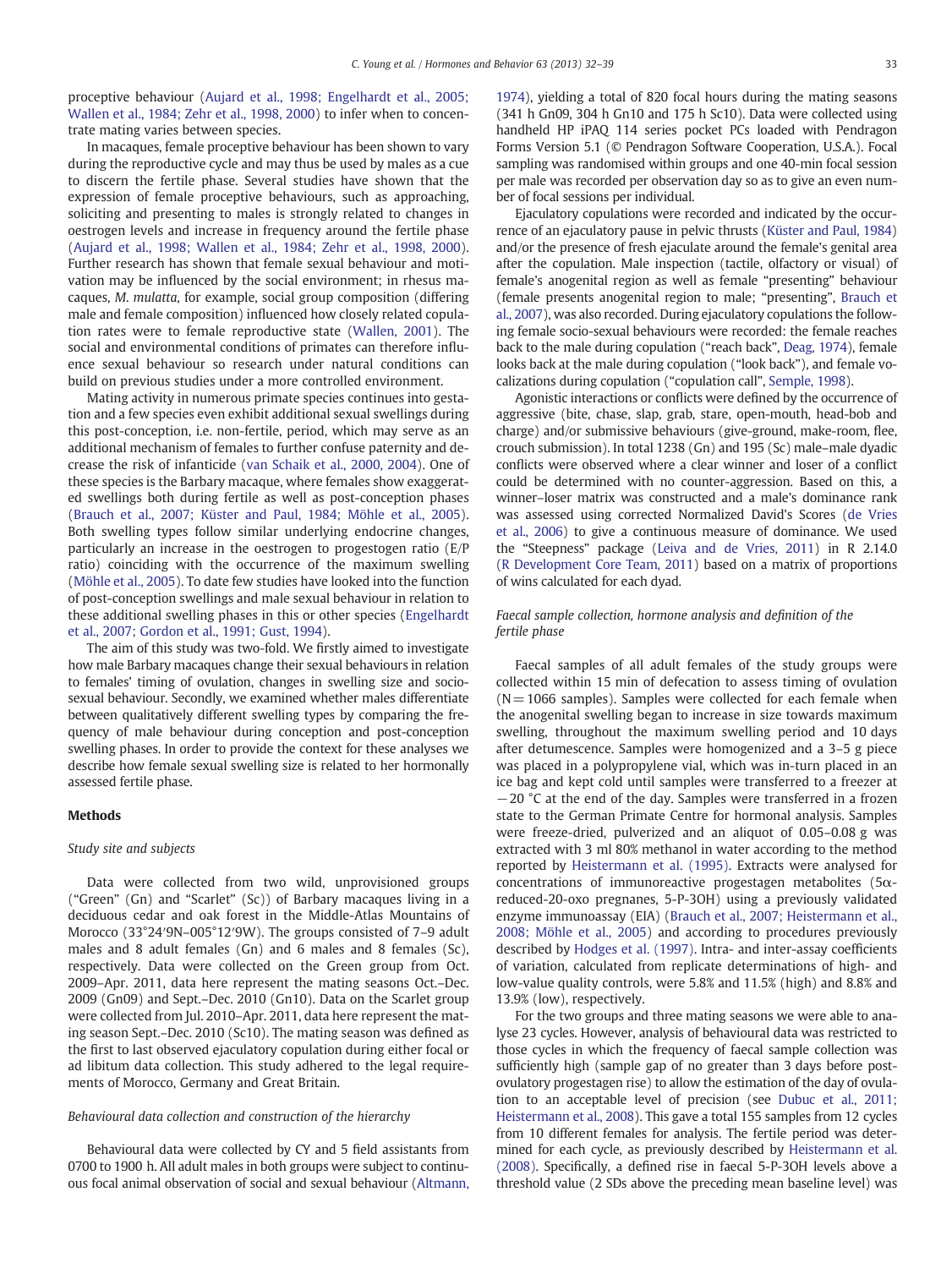proceptive behaviour (Aujard et al., 1998; Engelhardt et al., 2005; Wallen et al., 1984; Zehr et al., 1998, 2000) to infer when to concentrate mating varies between species.

In macaques, female proceptive behaviour has been shown to vary during the reproductive cycle and may thus be used by males as a cue to discern the fertile phase. Several studies have shown that the expression of female proceptive behaviours, such as approaching, soliciting and presenting to males is strongly related to changes in oestrogen levels and increase in frequency around the fertile phase (Aujard et al., 1998; Wallen et al., 1984; Zehr et al., 1998, 2000). Further research has shown that female sexual behaviour and motivation may be influenced by the social environment; in rhesus macaques, *M. mulatta*, for example, social group composition (differing male and female composition) influenced how closely related copulation rates were to female reproductive state (Wallen, 2001). The social and environmental conditions of primates can therefore influence sexual behaviour so research under natural conditions can build on previous studies under a more controlled environment.

Mating activity in numerous primate species continues into gestation and a few species even exhibit additional sexual swellings during this post-conception, i.e. non-fertile, period, which may serve as an additional mechanism of females to further confuse paternity and decrease the risk of infanticide (van Schaik et al., 2000, 2004). One of these species is the Barbary macaque, where females show exaggerated swellings both during fertile as well as post-conception phases (Brauch et al., 2007; Küster and Paul, 1984; Möhle et al., 2005). Both swelling types follow similar underlying endocrine changes, particularly an increase in the oestrogen to progestogen ratio (E/P ratio) coinciding with the occurrence of the maximum swelling (Möhle et al., 2005). To date few studies have looked into the function of post-conception swellings and male sexual behaviour in relation to these additional swelling phases in this or other species (Engelhardt et al., 2007; Gordon et al., 1991; Gust, 1994).

The aim of this study was two-fold. We firstly aimed to investigate how male Barbary macaques change their sexual behaviours in relation to females' timing of ovulation, changes in swelling size and socio-sexual behaviour. Secondly, we examined whether males differentiate between qualitatively different swelling types by comparing the frequency of male behaviour during conception and post-conception swelling phases. In order to provide the context for these analyses we describe how female sexual swelling size is related to her hormonally assessed fertile phase.

## Methods

### Study site and subjects

Data were collected from two wild, unprovisioned groups ("Green" (Gn) and "Scarlet" (Sc)) of Barbary macaques living in a deciduous cedar and oak forest in the Middle-Atlas Mountains of Morocco (33°24′9N–005°12′9W). The groups consisted of 7–9 adult males and 8 adult females (Gn) and 6 males and 8 females (Sc), respectively. Data were collected on the Green group from Oct. 2009–Apr. 2011, data here represent the mating seasons Oct.–Dec. 2009 (Gn09) and Sept.–Dec. 2010 (Gn10). Data on the Scarlet group were collected from Jul. 2010–Apr. 2011, data here represent the mating season Sept.–Dec. 2010 (Sc10). The mating season was defined as the first to last observed ejaculatory copulation during either focal or ad libitum data collection. This study adhered to the legal requirements of Morocco, Germany and Great Britain.

### Behavioural data collection and construction of the hierarchy

Behavioural data were collected by CY and 5 field assistants from 0700 to 1900 h. All adult males in both groups were subject to continuous focal animal observation of social and sexual behaviour (Altmann, 1974), yielding a total of 820 focal hours during the mating seasons (341 h Gn09, 304 h Gn10 and 175 h Sc10). Data were collected using handheld HP iPAQ 114 series pocket PCs loaded with Pendragon Forms Version 5.1 (© Pendragon Software Cooperation, U.S.A.). Focal sampling was randomised within groups and one 40-min focal session per male was recorded per observation day so as to give an even number of focal sessions per individual.

Ejaculatory copulations were recorded and indicated by the occurrence of an ejaculatory pause in pelvic thrusts (Küster and Paul, 1984) and/or the presence of fresh ejaculate around the female's genital area after the copulation. Male inspection (tactile, olfactory or visual) of female's anogenital region as well as female "presenting" behaviour (female presents anogenital region to male; "presenting", Brauch et al., 2007), was also recorded. During ejaculatory copulations the following female socio-sexual behaviours were recorded: the female reaches back to the male during copulation ("reach back", Deag, 1974), female looks back at the male during copulation ("look back"), and female vocalizations during copulation ("copulation call", Semple, 1998).

Agonistic interactions or conflicts were defined by the occurrence of aggressive (bite, chase, slap, grab, stare, open-mouth, head-bob and charge) and/or submissive behaviours (give-ground, make-room, flee, crouch submission). In total 1238 (Gn) and 195 (Sc) male–male dyadic conflicts were observed where a clear winner and loser of a conflict could be determined with no counter-aggression. Based on this, a winner–loser matrix was constructed and a male's dominance rank was assessed using corrected Normalized David's Scores (de Vries et al., 2006) to give a continuous measure of dominance. We used the "Steepness" package (Leiva and de Vries, 2011) in R 2.14.0 (R Development Core Team, 2011) based on a matrix of proportions of wins calculated for each dyad.

### Faecal sample collection, hormone analysis and definition of the fertile phase

Faecal samples of all adult females of the study groups were collected within 15 min of defecation to assess timing of ovulation (N = 1066 samples). Samples were collected for each female when the anogenital swelling began to increase in size towards maximum swelling, throughout the maximum swelling period and 10 days after detumescence. Samples were homogenized and a 3–5 g piece was placed in a polypropylene vial, which was in-turn placed in an ice bag and kept cold until samples were transferred to a freezer at −20 °C at the end of the day. Samples were transferred in a frozen state to the German Primate Centre for hormonal analysis. Samples were freeze-dried, pulverized and an aliquot of 0.05–0.08 g was extracted with 3 ml 80% methanol in water according to the method reported by Heistermann et al. (1995). Extracts were analysed for concentrations of immunoreactive progestagen metabolites (5α-reduced-20-oxo pregnanes, 5-P-3OH) using a previously validated enzyme immunoassay (EIA) (Brauch et al., 2007; Heistermann et al., 2008; Möhle et al., 2005) and according to procedures previously described by Hodges et al. (1997). Intra- and inter-assay coefficients of variation, calculated from replicate determinations of high- and low-value quality controls, were 5.8% and 11.5% (high) and 8.8% and 13.9% (low), respectively.

For the two groups and three mating seasons we were able to analyse 23 cycles. However, analysis of behavioural data was restricted to those cycles in which the frequency of faecal sample collection was sufficiently high (sample gap of no greater than 3 days before post-ovulatory progestagen rise) to allow the estimation of the day of ovulation to an acceptable level of precision (see Dubuc et al., 2011; Heistermann et al., 2008). This gave a total 155 samples from 12 cycles from 10 different females for analysis. The fertile period was determined for each cycle, as previously described by Heistermann et al. (2008). Specifically, a defined rise in faecal 5-P-3OH levels above a threshold value (2 SDs above the preceding mean baseline level) was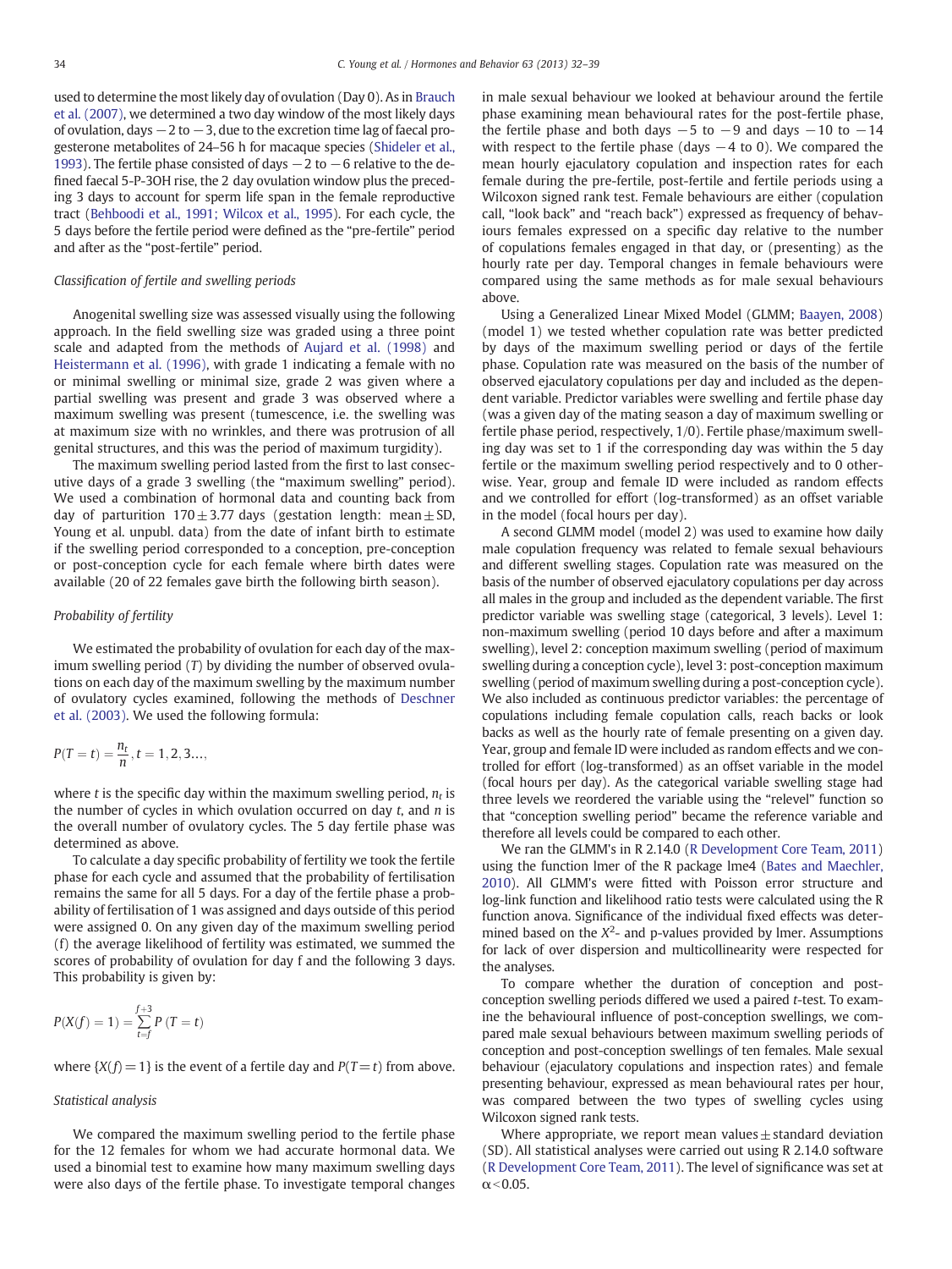used to determine the most likely day of ovulation (Day 0). As in Brauch et al. (2007), we determined a two day window of the most likely days of ovulation, days −2 to −3, due to the excretion time lag of faecal progesterone metabolites of 24–56 h for macaque species (Shideler et al., 1993). The fertile phase consisted of days −2 to −6 relative to the defined faecal 5-P-3OH rise, the 2 day ovulation window plus the preceding 3 days to account for sperm life span in the female reproductive tract (Behboodi et al., 1991; Wilcox et al., 1995). For each cycle, the 5 days before the fertile period were defined as the "pre-fertile" period and after as the "post-fertile" period.

### *Classification of fertile and swelling periods*

Anogenital swelling size was assessed visually using the following approach. In the field swelling size was graded using a three point scale and adapted from the methods of Aujard et al. (1998) and Heistermann et al. (1996), with grade 1 indicating a female with no or minimal swelling or minimal size, grade 2 was given where a partial swelling was present and grade 3 was observed where a maximum swelling was present (tumescence, i.e. the swelling was at maximum size with no wrinkles, and there was protrusion of all genital structures, and this was the period of maximum turgidity).

The maximum swelling period lasted from the first to last consecutive days of a grade 3 swelling (the "maximum swelling" period). We used a combination of hormonal data and counting back from day of parturition 170±3.77 days (gestation length: mean±SD, Young et al. unpubl. data) from the date of infant birth to estimate if the swelling period corresponded to a conception, pre-conception or post-conception cycle for each female where birth dates were available (20 of 22 females gave birth the following birth season).

### *Probability of fertility*

We estimated the probability of ovulation for each day of the maximum swelling period ($T$) by dividing the number of observed ovulations on each day of the maximum swelling by the maximum number of ovulatory cycles examined, following the methods of Deschner et al. (2003). We used the following formula:

$$P(T = t) = \frac{n_t}{n}, t = 1, 2, 3\ldots,$$

where $t$ is the specific day within the maximum swelling period, $n_t$ is the number of cycles in which ovulation occurred on day $t$, and $n$ is the overall number of ovulatory cycles. The 5 day fertile phase was determined as above.

To calculate a day specific probability of fertility we took the fertile phase for each cycle and assumed that the probability of fertilisation remains the same for all 5 days. For a day of the fertile phase a probability of fertilisation of 1 was assigned and days outside of this period were assigned 0. On any given day of the maximum swelling period ($f$) the average likelihood of fertility was estimated, we summed the scores of probability of ovulation for day f and the following 3 days. This probability is given by:

$$P(X(f) = 1) = \sum_{t=f}^{f+3} P\,(T = t)$$

where $\{X(f) = 1\}$ is the event of a fertile day and $P(T = t)$ from above.

### *Statistical analysis*

We compared the maximum swelling period to the fertile phase for the 12 females for whom we had accurate hormonal data. We used a binomial test to examine how many maximum swelling days were also days of the fertile phase. To investigate temporal changes in male sexual behaviour we looked at behaviour around the fertile phase examining mean behavioural rates for the post-fertile phase, the fertile phase and both days −5 to −9 and days −10 to −14 with respect to the fertile phase (days −4 to 0). We compared the mean hourly ejaculatory copulation and inspection rates for each female during the pre-fertile, post-fertile and fertile periods using a Wilcoxon signed rank test. Female behaviours are either (copulation call, "look back" and "reach back") expressed as frequency of behaviours females expressed on a specific day relative to the number of copulations females engaged in that day, or (presenting) as the hourly rate per day. Temporal changes in female behaviours were compared using the same methods as for male sexual behaviours above.

Using a Generalized Linear Mixed Model (GLMM; Baayen, 2008) (model 1) we tested whether copulation rate was better predicted by days of the maximum swelling period or days of the fertile phase. Copulation rate was measured on the basis of the number of observed ejaculatory copulations per day and included as the dependent variable. Predictor variables were swelling and fertile phase day (was a given day of the mating season a day of maximum swelling or fertile phase period, respectively, 1/0). Fertile phase/maximum swelling day was set to 1 if the corresponding day was within the 5 day fertile or the maximum swelling period respectively and to 0 otherwise. Year, group and female ID were included as random effects and we controlled for effort (log-transformed) as an offset variable in the model (focal hours per day).

A second GLMM model (model 2) was used to examine how daily male copulation frequency was related to female sexual behaviours and different swelling stages. Copulation rate was measured on the basis of the number of observed ejaculatory copulations per day across all males in the group and included as the dependent variable. The first predictor variable was swelling stage (categorical, 3 levels). Level 1: non-maximum swelling (period 10 days before and after a maximum swelling), level 2: conception maximum swelling (period of maximum swelling during a conception cycle), level 3: post-conception maximum swelling (period of maximum swelling during a post-conception cycle). We also included as continuous predictor variables: the percentage of copulations including female copulation calls, reach backs or look backs as well as the hourly rate of female presenting on a given day. Year, group and female ID were included as random effects and we controlled for effort (log-transformed) as an offset variable in the model (focal hours per day). As the categorical variable swelling stage had three levels we reordered the variable using the "relevel" function so that "conception swelling period" became the reference variable and therefore all levels could be compared to each other.

We ran the GLMM's in R 2.14.0 (R Development Core Team, 2011) using the function lmer of the R package lme4 (Bates and Maechler, 2010). All GLMM's were fitted with Poisson error structure and log-link function and likelihood ratio tests were calculated using the R function anova. Significance of the individual fixed effects was determined based on the $X^2$- and p-values provided by lmer. Assumptions for lack of over dispersion and multicollinearity were respected for the analyses.

To compare whether the duration of conception and post-conception swelling periods differed we used a paired $t$-test. To examine the behavioural influence of post-conception swellings, we compared male sexual behaviours between maximum swelling periods of conception and post-conception swellings of ten females. Male sexual behaviour (ejaculatory copulations and inspection rates) and female presenting behaviour, expressed as mean behavioural rates per hour, was compared between the two types of swelling cycles using Wilcoxon signed rank tests.

Where appropriate, we report mean values±standard deviation (SD). All statistical analyses were carried out using R 2.14.0 software (R Development Core Team, 2011). The level of significance was set at $\alpha < 0.05$.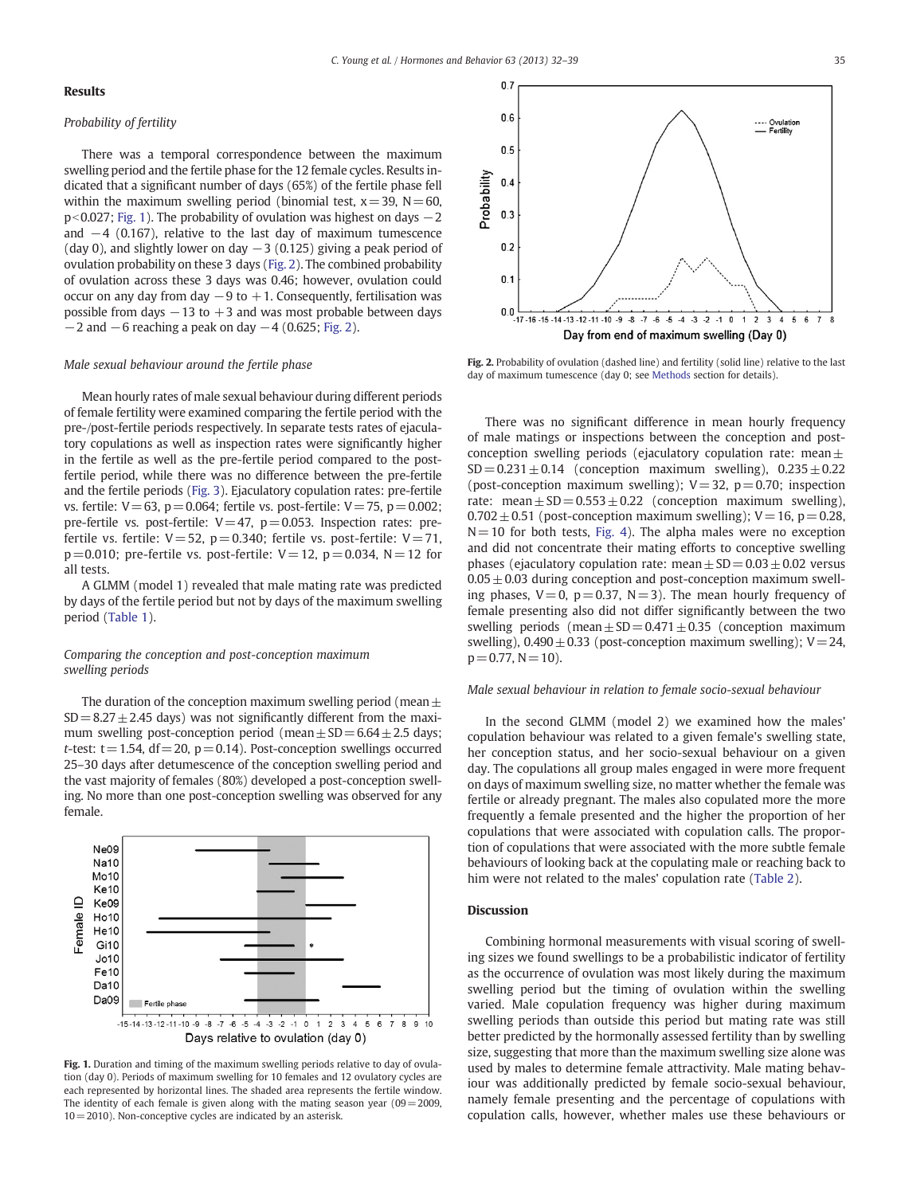## Results

### Probability of fertility

There was a temporal correspondence between the maximum swelling period and the fertile phase for the 12 female cycles. Results indicated that a significant number of days (65%) of the fertile phase fell within the maximum swelling period (binomial test, $x = 39$, $N = 60$, $p < 0.027$; Fig. 1). The probability of ovulation was highest on days −2 and −4 (0.167), relative to the last day of maximum tumescence (day 0), and slightly lower on day −3 (0.125) giving a peak period of ovulation probability on these 3 days (Fig. 2). The combined probability of ovulation across these 3 days was 0.46; however, ovulation could occur on any day from day −9 to +1. Consequently, fertilisation was possible from days −13 to +3 and was most probable between days −2 and −6 reaching a peak on day −4 (0.625; Fig. 2).

### Male sexual behaviour around the fertile phase

Mean hourly rates of male sexual behaviour during different periods of female fertility were examined comparing the fertile period with the pre-/post-fertile periods respectively. In separate tests rates of ejaculatory copulations as well as inspection rates were significantly higher in the fertile as well as the pre-fertile period compared to the post-fertile period, while there was no difference between the pre-fertile and the fertile periods (Fig. 3). Ejaculatory copulation rates: pre-fertile vs. fertile: $V = 63$, $p = 0.064$; fertile vs. post-fertile: $V = 75$, $p = 0.002$; pre-fertile vs. post-fertile: $V = 47$, $p = 0.053$. Inspection rates: pre-fertile vs. fertile: $V = 52$, $p = 0.340$; fertile vs. post-fertile: $V = 71$, $p = 0.010$; pre-fertile vs. post-fertile: $V = 12$, $p = 0.034$, $N = 12$ for all tests.

A GLMM (model 1) revealed that male mating rate was predicted by days of the fertile period but not by days of the maximum swelling period (Table 1).

### Comparing the conception and post-conception maximum swelling periods

The duration of the conception maximum swelling period (mean ± SD = 8.27 ± 2.45 days) was not significantly different from the maximum swelling post-conception period (mean ± SD = 6.64 ± 2.5 days; *t*-test: $t = 1.54$, $df = 20$, $p = 0.14$). Post-conception swellings occurred 25–30 days after detumescence of the conception swelling period and the vast majority of females (80%) developed a post-conception swelling. No more than one post-conception swelling was observed for any female.

Fig. 1. Duration and timing of the maximum swelling periods relative to day of ovulation (day 0). Periods of maximum swelling for 10 females and 12 ovulatory cycles are each represented by horizontal lines. The shaded area represents the fertile window. The identity of each female is given along with the mating season year (09 = 2009, 10 = 2010). Non-conceptive cycles are indicated by an asterisk.

Fig. 2. Probability of ovulation (dashed line) and fertility (solid line) relative to the last day of maximum tumescence (day 0; see Methods section for details).

There was no significant difference in mean hourly frequency of male matings or inspections between the conception and post-conception swelling periods (ejaculatory copulation rate: mean ± SD = 0.231 ± 0.14 (conception maximum swelling), 0.235 ± 0.22 (post-conception maximum swelling); $V = 32$, $p = 0.70$; inspection rate: mean ± SD = 0.553 ± 0.22 (conception maximum swelling), 0.702 ± 0.51 (post-conception maximum swelling); $V = 16$, $p = 0.28$, $N = 10$ for both tests, Fig. 4). The alpha males were no exception and did not concentrate their mating efforts to conceptive swelling phases (ejaculatory copulation rate: mean ± SD = 0.03 ± 0.02 versus 0.05 ± 0.03 during conception and post-conception maximum swelling phases, $V = 0$, $p = 0.37$, $N = 3$). The mean hourly frequency of female presenting also did not differ significantly between the two swelling periods (mean ± SD = 0.471 ± 0.35 (conception maximum swelling), 0.490 ± 0.33 (post-conception maximum swelling); $V = 24$, $p = 0.77$, $N = 10$).

### Male sexual behaviour in relation to female socio-sexual behaviour

In the second GLMM (model 2) we examined how the males' copulation behaviour was related to a given female's swelling state, her conception status, and her socio-sexual behaviour on a given day. The copulations all group males engaged in were more frequent on days of maximum swelling size, no matter whether the female was fertile or already pregnant. The males also copulated more the more frequently a female presented and the higher the proportion of her copulations that were associated with copulation calls. The proportion of copulations that were associated with the more subtle female behaviours of looking back at the copulating male or reaching back to him were not related to the males' copulation rate (Table 2).

## Discussion

Combining hormonal measurements with visual scoring of swelling sizes we found swellings to be a probabilistic indicator of fertility as the occurrence of ovulation was most likely during the maximum swelling period but the timing of ovulation within the swelling varied. Male copulation frequency was higher during maximum swelling periods than outside this period but mating rate was still better predicted by the hormonally assessed fertility than by swelling size, suggesting that more than the maximum swelling size alone was used by males to determine female attractivity. Male mating behaviour was additionally predicted by female socio-sexual behaviour, namely female presenting and the percentage of copulations with copulation calls, however, whether males use these behaviours or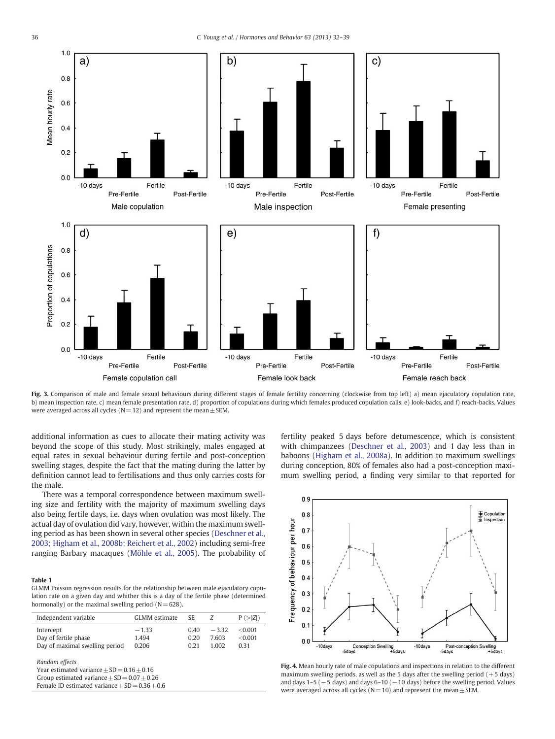Fig. 3. Comparison of male and female sexual behaviours during different stages of female fertility concerning (clockwise from top left) a) mean ejaculatory copulation rate, b) mean inspection rate, c) mean female presentation rate, d) proportion of copulations during which females produced copulation calls, e) look-backs, and f) reach-backs. Values were averaged across all cycles (N = 12) and represent the mean ± SEM.

additional information as cues to allocate their mating activity was beyond the scope of this study. Most strikingly, males engaged at equal rates in sexual behaviour during fertile and post-conception swelling stages, despite the fact that the mating during the latter by definition cannot lead to fertilisations and thus only carries costs for the male.

There was a temporal correspondence between maximum swelling size and fertility with the majority of maximum swelling days also being fertile days, i.e. days when ovulation was most likely. The actual day of ovulation did vary, however, within the maximum swelling period as has been shown in several other species (Deschner et al., 2003; Higham et al., 2008b; Reichert et al., 2002) including semi-free ranging Barbary macaques (Möhle et al., 2005). The probability of fertility peaked 5 days before detumescence, which is consistent with chimpanzees (Deschner et al., 2003) and 1 day less than in baboons (Higham et al., 2008a). In addition to maximum swellings during conception, 80% of females also had a post-conception maximum swelling period, a finding very similar to that reported for

**Table 1**
GLMM Poisson regression results for the relationship between male ejaculatory copulation rate on a given day and whither this is a day of the fertile phase (determined hormonally) or the maximal swelling period (N = 628).

| Independent variable | GLMM estimate | SE | Z | P (>\|Z\|) |
|---|---|---|---|---|
| Intercept | −1.33 | 0.40 | −3.32 | <0.001 |
| Day of fertile phase | 1.494 | 0.20 | 7.603 | <0.001 |
| Day of maximal swelling period | 0.206 | 0.21 | 1.002 | 0.31 |

*Random effects*
Year estimated variance ± SD = 0.16 ± 0.16
Group estimated variance ± SD = 0.07 ± 0.26
Female ID estimated variance ± SD = 0.36 ± 0.6

Fig. 4. Mean hourly rate of male copulations and inspections in relation to the different maximum swelling periods, as well as the 5 days after the swelling period (+5 days) and days 1–5 (−5 days) and days 6–10 (−10 days) before the swelling period. Values were averaged across all cycles (N = 10) and represent the mean ± SEM.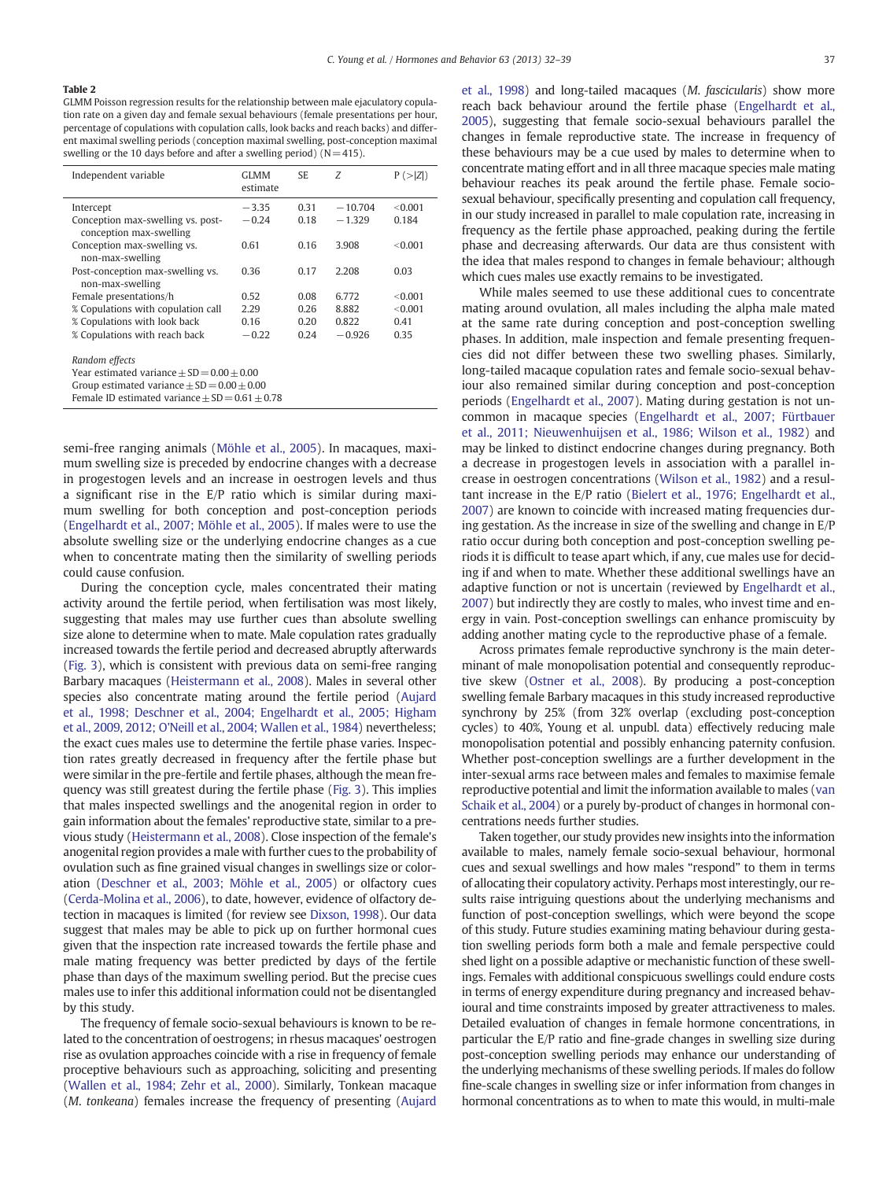**Table 2**
GLMM Poisson regression results for the relationship between male ejaculatory copulation rate on a given day and female sexual behaviours (female presentations per hour, percentage of copulations with copulation calls, look backs and reach backs) and different maximal swelling periods (conception maximal swelling, post-conception maximal swelling or the 10 days before and after a swelling period) (N = 415).

| Independent variable | GLMM estimate | SE | Z | P (>\|Z\|) |
|---|---|---|---|---|
| Intercept | −3.35 | 0.31 | −10.704 | <0.001 |
| Conception max-swelling vs. post-conception max-swelling | −0.24 | 0.18 | −1.329 | 0.184 |
| Conception max-swelling vs. non-max-swelling | 0.61 | 0.16 | 3.908 | <0.001 |
| Post-conception max-swelling vs. non-max-swelling | 0.36 | 0.17 | 2.208 | 0.03 |
| Female presentations/h | 0.52 | 0.08 | 6.772 | <0.001 |
| % Copulations with copulation call | 2.29 | 0.26 | 8.882 | <0.001 |
| % Copulations with look back | 0.16 | 0.20 | 0.822 | 0.41 |
| % Copulations with reach back | −0.22 | 0.24 | −0.926 | 0.35 |

*Random effects*
Year estimated variance ± SD = 0.00 ± 0.00
Group estimated variance ± SD = 0.00 ± 0.00
Female ID estimated variance ± SD = 0.61 ± 0.78

semi-free ranging animals (Möhle et al., 2005). In macaques, maximum swelling size is preceded by endocrine changes with a decrease in progestogen levels and an increase in oestrogen levels and thus a significant rise in the E/P ratio which is similar during maximum swelling for both conception and post-conception periods (Engelhardt et al., 2007; Möhle et al., 2005). If males were to use the absolute swelling size or the underlying endocrine changes as a cue when to concentrate mating then the similarity of swelling periods could cause confusion.

During the conception cycle, males concentrated their mating activity around the fertile period, when fertilisation was most likely, suggesting that males may use further cues than absolute swelling size alone to determine when to mate. Male copulation rates gradually increased towards the fertile period and decreased abruptly afterwards (Fig. 3), which is consistent with previous data on semi-free ranging Barbary macaques (Heistermann et al., 2008). Males in several other species also concentrate mating around the fertile period (Aujard et al., 1998; Deschner et al., 2004; Engelhardt et al., 2005; Higham et al., 2009, 2012; O'Neill et al., 2004; Wallen et al., 1984) nevertheless; the exact cues males use to determine the fertile phase varies. Inspection rates greatly decreased in frequency after the fertile phase but were similar in the pre-fertile and fertile phases, although the mean frequency was still greatest during the fertile phase (Fig. 3). This implies that males inspected swellings and the anogenital region in order to gain information about the females' reproductive state, similar to a previous study (Heistermann et al., 2008). Close inspection of the female's anogenital region provides a male with further cues to the probability of ovulation such as fine grained visual changes in swellings size or coloration (Deschner et al., 2003; Möhle et al., 2005) or olfactory cues (Cerda-Molina et al., 2006), to date, however, evidence of olfactory detection in macaques is limited (for review see Dixson, 1998). Our data suggest that males may be able to pick up on further hormonal cues given that the inspection rate increased towards the fertile phase and male mating frequency was better predicted by days of the fertile phase than days of the maximum swelling period. But the precise cues males use to infer this additional information could not be disentangled by this study.

The frequency of female socio-sexual behaviours is known to be related to the concentration of oestrogens; in rhesus macaques' oestrogen rise as ovulation approaches coincide with a rise in frequency of female proceptive behaviours such as approaching, soliciting and presenting (Wallen et al., 1984; Zehr et al., 2000). Similarly, Tonkean macaque (*M. tonkeana*) females increase the frequency of presenting (Aujard et al., 1998) and long-tailed macaques (*M. fascicularis*) show more reach back behaviour around the fertile phase (Engelhardt et al., 2005), suggesting that female socio-sexual behaviours parallel the changes in female reproductive state. The increase in frequency of these behaviours may be a cue used by males to determine when to concentrate mating effort and in all three macaque species male mating behaviour reaches its peak around the fertile phase. Female socio-sexual behaviour, specifically presenting and copulation call frequency, in our study increased in parallel to male copulation rate, increasing in frequency as the fertile phase approached, peaking during the fertile phase and decreasing afterwards. Our data are thus consistent with the idea that males respond to changes in female behaviour; although which cues males use exactly remains to be investigated.

While males seemed to use these additional cues to concentrate mating around ovulation, all males including the alpha male mated at the same rate during conception and post-conception swelling phases. In addition, male inspection and female presenting frequencies did not differ between these two swelling phases. Similarly, long-tailed macaque copulation rates and female socio-sexual behaviour also remained similar during conception and post-conception periods (Engelhardt et al., 2007). Mating during gestation is not uncommon in macaque species (Engelhardt et al., 2007; Fürtbauer et al., 2011; Nieuwenhuijsen et al., 1986; Wilson et al., 1982) and may be linked to distinct endocrine changes during pregnancy. Both a decrease in progestogen levels in association with a parallel increase in oestrogen concentrations (Wilson et al., 1982) and a resultant increase in the E/P ratio (Bielert et al., 1976; Engelhardt et al., 2007) are known to coincide with increased mating frequencies during gestation. As the increase in size of the swelling and change in E/P ratio occur during both conception and post-conception swelling periods it is difficult to tease apart which, if any, cue males use for deciding if and when to mate. Whether these additional swellings have an adaptive function or not is uncertain (reviewed by Engelhardt et al., 2007) but indirectly they are costly to males, who invest time and energy in vain. Post-conception swellings can enhance promiscuity by adding another mating cycle to the reproductive phase of a female.

Across primates female reproductive synchrony is the main determinant of male monopolisation potential and consequently reproductive skew (Ostner et al., 2008). By producing a post-conception swelling female Barbary macaques in this study increased reproductive synchrony by 25% (from 32% overlap (excluding post-conception cycles) to 40%, Young et al. unpubl. data) effectively reducing male monopolisation potential and possibly enhancing paternity confusion. Whether post-conception swellings are a further development in the inter-sexual arms race between males and females to maximise female reproductive potential and limit the information available to males (van Schaik et al., 2004) or a purely by-product of changes in hormonal concentrations needs further studies.

Taken together, our study provides new insights into the information available to males, namely female socio-sexual behaviour, hormonal cues and sexual swellings and how males "respond" to them in terms of allocating their copulatory activity. Perhaps most interestingly, our results raise intriguing questions about the underlying mechanisms and function of post-conception swellings, which were beyond the scope of this study. Future studies examining mating behaviour during gestation swelling periods form both a male and female perspective could shed light on a possible adaptive or mechanistic function of these swellings. Females with additional conspicuous swellings could endure costs in terms of energy expenditure during pregnancy and increased behavioural and time constraints imposed by greater attractiveness to males. Detailed evaluation of changes in female hormone concentrations, in particular the E/P ratio and fine-grade changes in swelling size during post-conception swelling periods may enhance our understanding of the underlying mechanisms of these swelling periods. If males do follow fine-scale changes in swelling size or infer information from changes in hormonal concentrations as to when to mate this would, in multi-male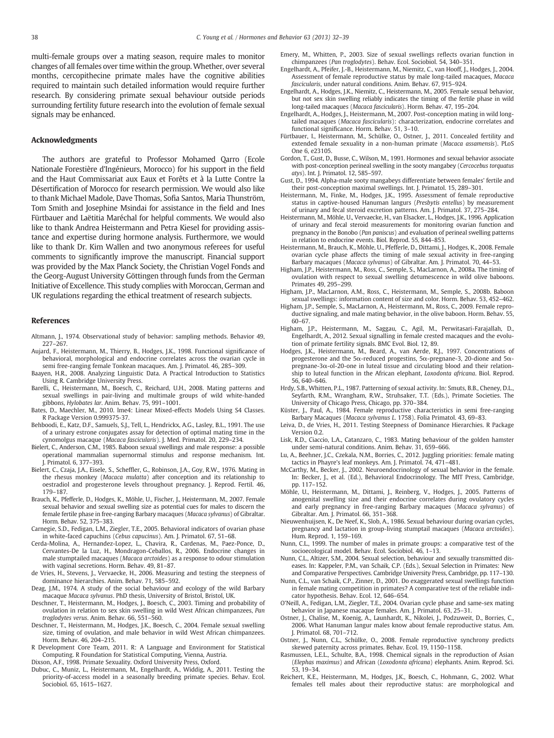multi-female groups over a mating season, require males to monitor changes of all females over time within the group. Whether, over several months, cercopithecine primate males have the cognitive abilities required to maintain such detailed information would require further research. By considering primate sexual behaviour outside periods surrounding fertility future research into the evolution of female sexual signals may be enhanced.

## Acknowledgments

The authors are grateful to Professor Mohamed Qarro (Ecole Nationale Forestière d'Ingénieurs, Morocco) for his support in the field and the Haut Commissariat aux Eaux et Forêts et à la Lutte Contre la Désertification of Morocco for research permission. We would also like to thank Michael Madole, Dave Thomas, Sofia Santos, Maria Thunström, Tom Smith and Josephine Msindai for assistance in the field and Ines Fürtbauer and Laëtitia Maréchal for helpful comments. We would also like to thank Andrea Heistermann and Petra Kiesel for providing assistance and expertise during hormone analysis. Furthermore, we would like to thank Dr. Kim Wallen and two anonymous referees for useful comments to significantly improve the manuscript. Financial support was provided by the Max Planck Society, the Christian Vogel Fonds and the Georg-August University Göttingen through funds from the German Initiative of Excellence. This study complies with Moroccan, German and UK regulations regarding the ethical treatment of research subjects.

## References

Altmann, J., 1974. Observational study of behavior: sampling methods. Behavior 49, 227–267.

Aujard, F., Heistermann, M., Thierry, B., Hodges, J.K., 1998. Functional significance of behavioral, morphological and endocrine correlates across the ovarian cycle in semi free-ranging female Tonkean macaques. Am. J. Primatol. 46, 285–309.

Baayen, H.R., 2008. Analyzing Linguistic Data. A Practical Introduction to Statistics Using R. Cambridge University Press.

Barelli, C., Heistermann, M., Boesch, C., Reichard, U.H., 2008. Mating patterns and sexual swellings in pair-living and multimale groups of wild white-handed gibbons, *Hylobates lar*. Anim. Behav. 75, 991–1001.

Bates, D., Maechler, M., 2010. lme4: Linear Mixed-effects Models Using S4 Classes. R Package Version 0.999375-37.

Behboodi, E., Katz, D.F., Samuels, S.J., Tell, L., Hendrickx, A.G., Lasley, B.L., 1991. The use of a urinary estrone conjugates assay for detection of optimal mating time in the cynomolgus macaque (*Macaca fascicularis*). J. Med. Primatol. 20, 229–234.

Bielert, C., Anderson, C.M., 1985. Baboon sexual swellings and male response: a possible operational mammalian supernormal stimulus and response mechanism. Int. J. Primatol. 6, 377–393.

Bielert, C., Czaja, J.A., Eisele, S., Scheffler, G., Robinson, J.A., Goy, R.W., 1976. Mating in the rhesus monkey (*Macaca mulatta*) after conception and its relationship to oestradiol and progesterone levels throughout pregnancy. J. Reprod. Fertil. 46, 179–187.

Brauch, K., Pfefferle, D., Hodges, K., Möhle, U., Fischer, J., Heistermann, M., 2007. Female sexual behavior and sexual swelling size as potential cues for males to discern the female fertile phase in free-ranging Barbary macaques (*Macaca sylvanus*) of Gibraltar. Horm. Behav. 52, 375–383.

Carnegie, S.D., Fedigan, L.M., Ziegler, T.E., 2005. Behavioral indicators of ovarian phase in white-faced capuchins (*Cebus capucinus*). Am. J. Primatol. 67, 51–68.

Cerda-Molina, A., Hernandez-Lopez, L., Chavira, R., Cardenas, M., Paez-Ponce, D., Cervantes-De la Luz, H., Mondragon-Ceballos, R., 2006. Endocrine changes in male stumptailed macaques (*Macaca arctoides*) as a response to odour stimulation with vaginal secretions. Horm. Behav. 49, 81–87.

de Vries, H., Stevens, J., Vervaecke, H., 2006. Measuring and testing the steepness of dominance hierarchies. Anim. Behav. 71, 585–592.

Deag, J.M., 1974. A study of the social behaviour and ecology of the wild Barbary macaque *Macaca sylvanus*. PhD thesis, University of Bristol, Bristol, UK.

Deschner, T., Heistermann, M., Hodges, J., Boesch, C., 2003. Timing and probability of ovulation in relation to sex skin swelling in wild West African chimpanzees, *Pan troglodytes verus*. Anim. Behav. 66, 551–560.

Deschner, T., Heistermann, M., Hodges, J.K., Boesch, C., 2004. Female sexual swelling size, timing of ovulation, and male behavior in wild West African chimpanzees. Horm. Behav. 46, 204–215.

R Development Core Team, 2011. R: A Language and Environment for Statistical Computing. R Foundation for Statistical Computing, Vienna, Austria.

Dixson, A.F., 1998. Primate Sexuality. Oxford University Press, Oxford.

Dubuc, C., Muniz, L., Heistermann, M., Engelhardt, A., Widdig, A., 2011. Testing the priority-of-access model in a seasonally breeding primate species. Behav. Ecol. Sociobiol. 65, 1615–1627.

Emery, M., Whitten, P., 2003. Size of sexual swellings reflects ovarian function in chimpanzees (*Pan troglodytes*). Behav. Ecol. Sociobiol. 54, 340–351.

Engelhardt, A., Pfeifer, J.-B., Heistermann, M., Niemitz, C., van Hooff, J., Hodges, J., 2004. Assessment of female reproductive status by male long-tailed macaques, *Macaca fascicularis*, under natural conditions. Anim. Behav. 67, 915–924.

Engelhardt, A., Hodges, J.K., Niemitz, C., Heistermann, M., 2005. Female sexual behavior, but not sex skin swelling reliably indicates the timing of the fertile phase in wild long-tailed macaques (*Macaca fascicularis*). Horm. Behav. 47, 195–204.

Engelhardt, A., Hodges, J.K., Heistermann, M., 2007. Post-conception mating in wild long-tailed macaques (*Macaca fascicularis*): characterization, endocrine correlates and functional significance. Horm. Behav. 51, 3–10.

Fürtbauer, I., Heistermann, M., Schülke, O., Ostner, J., 2011. Concealed fertility and extended female sexuality in a non-human primate (*Macaca assamensis*). PLoS One 6, e23105.

Gordon, T., Gust, D., Busse, C., Wilson, M., 1991. Hormones and sexual behavior associate with post-conception perineal swelling in the sooty mangabey (*Cercocebus torquatus atys*). Int. J. Primatol. 12, 585–597.

Gust, D., 1994. Alpha-male sooty mangabeys differentiate between females' fertile and their post-conception maximal swellings. Int. J. Primatol. 15, 289–301.

Heistermann, M., Finke, M., Hodges, J.K., 1995. Assessment of female reproductive status in captive-housed Hanuman langurs (*Presbytis entellus*) by measurement of urinary and fecal steroid excretion patterns. Am. J. Primatol. 37, 275–284.

Heistermann, M., Möhle, U., Vervaecke, H., van Elsacker, L., Hodges, J.K., 1996. Application of urinary and fecal steroid measurements for monitoring ovarian function and pregnancy in the Bonobo (*Pan paniscus*) and evaluation of perineal swelling patterns in relation to endocrine events. Biol. Reprod. 55, 844–853.

Heistermann, M., Brauch, K., Möhle, U., Pfefferle, D., Dittami, J., Hodges, K., 2008. Female ovarian cycle phase affects the timing of male sexual activity in free-ranging Barbary macaques (*Macaca sylvanus*) of Gibraltar. Am. J. Primatol. 70, 44–53.

Higham, J.P., Heistermann, M., Ross, C., Semple, S., MacLarnon, A., 2008a. The timing of ovulation with respect to sexual swelling detumescence in wild olive baboons. Primates 49, 295–299.

Higham, J.P., MacLarnon, A.M., Ross, C., Heistermann, M., Semple, S., 2008b. Baboon sexual swellings: information content of size and color. Horm. Behav. 53, 452–462.

Higham, J.P., Semple, S., MacLarnon, A., Heistermann, M., Ross, C., 2009. Female reproductive signaling, and male mating behavior, in the olive baboon. Horm. Behav. 55, 60–67.

Higham, J.P., Heistermann, M., Saggau, C., Agil, M., Perwitasari-Farajallah, D., Engelhardt, A., 2012. Sexual signalling in female crested macaques and the evolution of primate fertility signals. BMC Evol. Biol. 12, 89.

Hodges, J.K., Heistermann, M., Beard, A., van Aerde, R.J., 1997. Concentrations of progesterone and the 5α-reduced progestins, 5α-pregnane-3, 20-dione and 5α-pregnane-3α-ol-20-one in luteal tissue and circulating blood and their relationship to luteal function in the African elephant, *Loxodonta africana*. Biol. Reprod. 56, 640–646.

Hrdy, S.B., Whitten, P.L., 1987. Patterning of sexual activity. In: Smuts, B.B., Cheney, D.L., Seyfarth, R.M., Wrangham, R.W., Struhsaker, T.T. (Eds.), Primate Societies. The University of Chicago Press, Chicago, pp. 370–384.

Küster, J., Paul, A., 1984. Female reproductive characteristics in semi free-ranging Barbary Macaques (*Macaca sylvanus L.* 1758). Folia Primatol. 43, 69–83.

Leiva, D., de Vries, H., 2011. Testing Steepness of Dominance Hierarchies. R Package Version 0.2.

Lisk, R.D., Ciaccio, L.A., Catanzaro, C., 1983. Mating behaviour of the golden hamster under semi-natural conditions. Anim. Behav. 31, 659–666.

Lu, A., Beehner, J.C., Czekala, N.M., Borries, C., 2012. Juggling priorities: female mating tactics in Phayre's leaf monkeys. Am. J. Primatol. 74, 471–481.

McCarthy, M., Becker, J., 2002. Neuroendocrinology of sexual behavior in the female. In: Becker, J., et al. (Ed.), Behavioral Endocrinology. The MIT Press, Cambridge, pp. 117–152.

Möhle, U., Heistermann, M., Dittami, J., Reinberg, V., Hodges, J., 2005. Patterns of anogenital swelling size and their endocrine correlates during ovulatory cycles and early pregnancy in free-ranging Barbary macaques (*Macaca sylvanus*) of Gibraltar. Am. J. Primatol. 66, 351–368.

Nieuwenhuijsen, K., De Neef, K., Slob, A., 1986. Sexual behaviour during ovarian cycles, pregnancy and lactation in group-living stumptail macaques (*Macaca arctoides*). Hum. Reprod. 1, 159–169.

Nunn, C.L., 1999. The number of males in primate groups: a comparative test of the socioecological model. Behav. Ecol. Sociobiol. 46, 1–13.

Nunn, C.L., Altizer, S.M., 2004. Sexual selection, behaviour and sexually transmitted diseases. In: Kappeler, P.M., van Schaik, C.P. (Eds.), Sexual Selection in Primates: New and Comparative Perspectives. Cambridge University Press, Cambridge, pp. 117–130.

Nunn, C.L., van Schaik, C.P., Zinner, D., 2001. Do exaggerated sexual swellings function in female mating competition in primates? A comparative test of the reliable indicator hypothesis. Behav. Ecol. 12, 646–654.

O'Neill, A., Fedigan, L.M., Ziegler, T.E., 2004. Ovarian cycle phase and same-sex mating behavior in Japanese macaque females. Am. J. Primatol. 63, 25–31.

Ostner, J., Chalise, M., Koenig, A., Launhardt, K., Nikolei, J., Podzuweit, D., Borries, C., 2006. What Hanuman langur males know about female reproductive status. Am. J. Primatol. 68, 701–712.

Ostner, J., Nunn, C.L., Schülke, O., 2008. Female reproductive synchrony predicts skewed paternity across primates. Behav. Ecol. 19, 1150–1158.

Rasmussen, L.E.L., Schulte, B.A., 1998. Chemical signals in the reproduction of Asian (*Elephas maximus*) and African (*Loxodonta africana*) elephants. Anim. Reprod. Sci. 53, 19–34.

Reichert, K.E., Heistermann, M., Hodges, J.K., Boesch, C., Hohmann, G., 2002. What females tell males about their reproductive status: are morphological and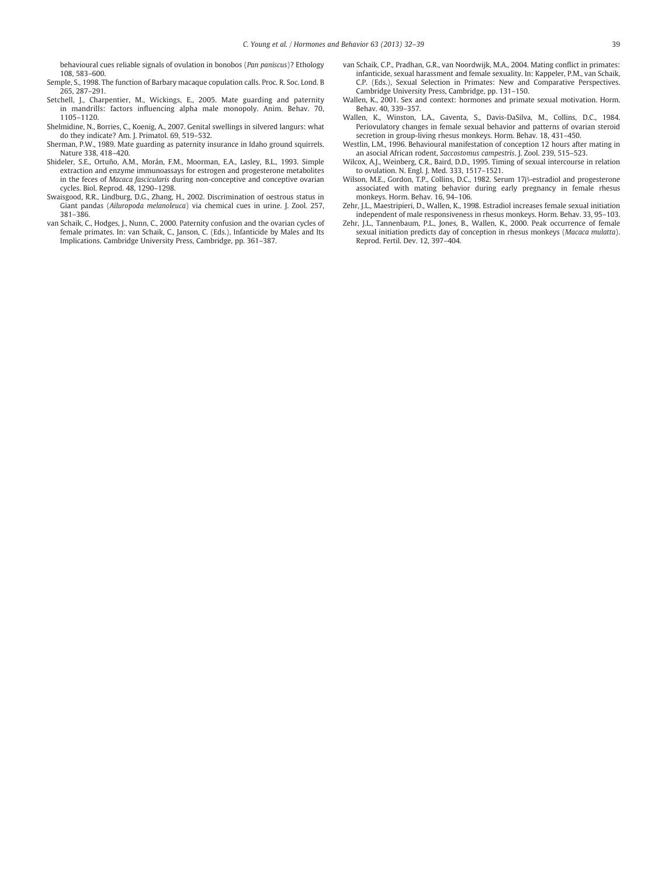behavioural cues reliable signals of ovulation in bonobos (*Pan paniscus*)? Ethology 108, 583–600.

Semple, S., 1998. The function of Barbary macaque copulation calls. Proc. R. Soc. Lond. B 265, 287–291.

Setchell, J., Charpentier, M., Wickings, E., 2005. Mate guarding and paternity in mandrills: factors influencing alpha male monopoly. Anim. Behav. 70, 1105–1120.

Shelmidine, N., Borries, C., Koenig, A., 2007. Genital swellings in silvered langurs: what do they indicate? Am. J. Primatol. 69, 519–532.

Sherman, P.W., 1989. Mate guarding as paternity insurance in Idaho ground squirrels. Nature 338, 418–420.

Shideler, S.E., Ortuño, A.M., Morán, F.M., Moorman, E.A., Lasley, B.L., 1993. Simple extraction and enzyme immunoassays for estrogen and progesterone metabolites in the feces of *Macaca fascicularis* during non-conceptive and conceptive ovarian cycles. Biol. Reprod. 48, 1290–1298.

Swaisgood, R.R., Lindburg, D.G., Zhang, H., 2002. Discrimination of oestrous status in Giant pandas (*Ailuropoda melanoleuca*) via chemical cues in urine. J. Zool. 257, 381–386.

van Schaik, C., Hodges, J., Nunn, C., 2000. Paternity confusion and the ovarian cycles of female primates. In: van Schaik, C., Janson, C. (Eds.), Infanticide by Males and Its Implications. Cambridge University Press, Cambridge, pp. 361–387.

van Schaik, C.P., Pradhan, G.R., van Noordwijk, M.A., 2004. Mating conflict in primates: infanticide, sexual harassment and female sexuality. In: Kappeler, P.M., van Schaik, C.P. (Eds.), Sexual Selection in Primates: New and Comparative Perspectives. Cambridge University Press, Cambridge, pp. 131–150.

Wallen, K., 2001. Sex and context: hormones and primate sexual motivation. Horm. Behav. 40, 339–357.

Wallen, K., Winston, L.A., Gaventa, S., Davis-DaSilva, M., Collins, D.C., 1984. Periovulatory changes in female sexual behavior and patterns of ovarian steroid secretion in group-living rhesus monkeys. Horm. Behav. 18, 431–450.

Westlin, L.M., 1996. Behavioural manifestation of conception 12 hours after mating in an asocial African rodent, *Saccostomus campestris*. J. Zool. 239, 515–523.

Wilcox, A.J., Weinberg, C.R., Baird, D.D., 1995. Timing of sexual intercourse in relation to ovulation. N. Engl. J. Med. 333, 1517–1521.

Wilson, M.E., Gordon, T.P., Collins, D.C., 1982. Serum 17β-estradiol and progesterone associated with mating behavior during early pregnancy in female rhesus monkeys. Horm. Behav. 16, 94–106.

Zehr, J.L., Maestripieri, D., Wallen, K., 1998. Estradiol increases female sexual initiation independent of male responsiveness in rhesus monkeys. Horm. Behav. 33, 95–103.

Zehr, J.L., Tannenbaum, P.L., Jones, B., Wallen, K., 2000. Peak occurrence of female sexual initiation predicts day of conception in rhesus monkeys (*Macaca mulatta*). Reprod. Fertil. Dev. 12, 397–404.